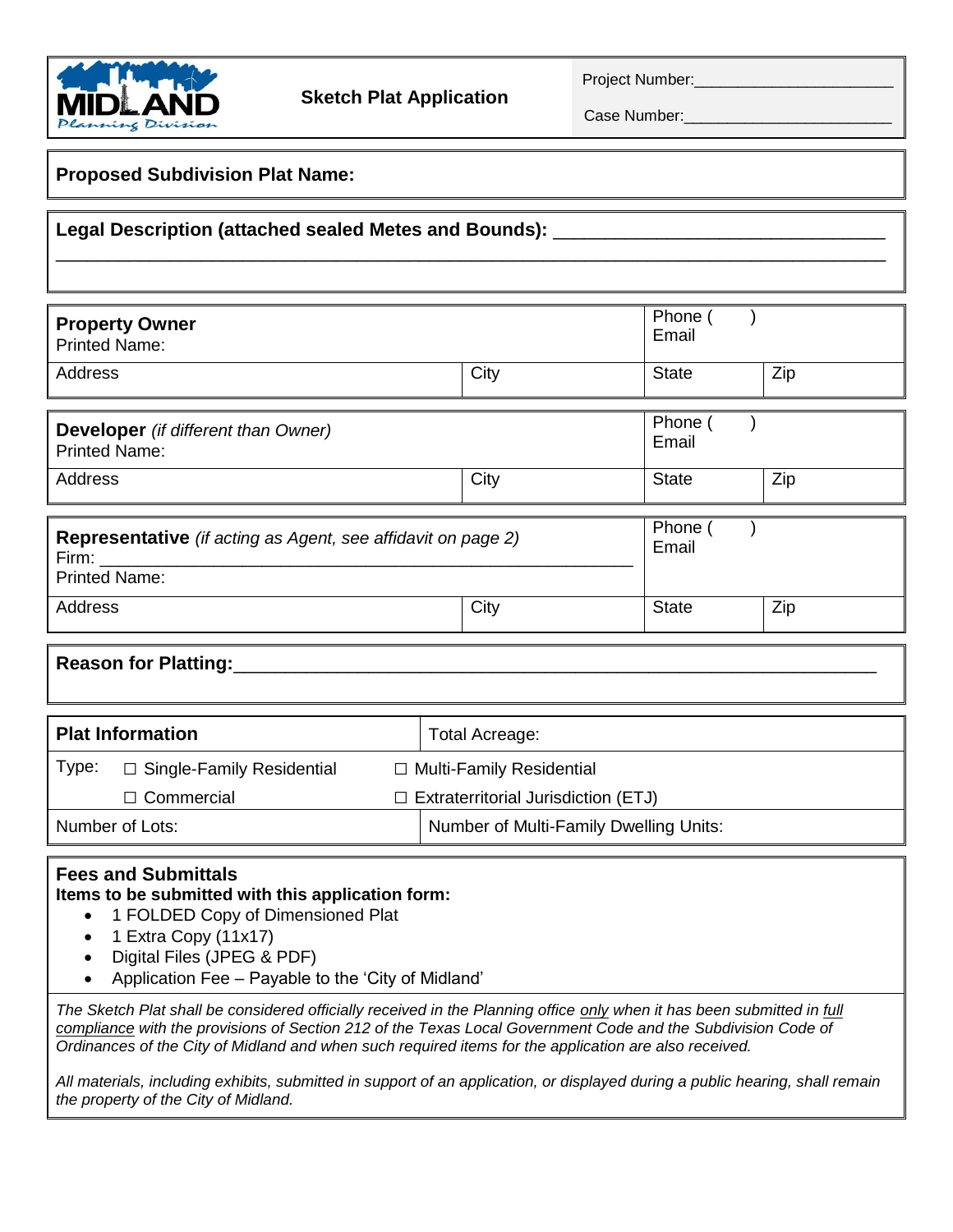# Sketch Plat Application

MIDLAND Planning Division

Project Number:______________________

Case Number:______________________

**Proposed Subdivision Plat Name:**

**Legal Description (attached sealed Metes and Bounds):** ______________________________

______________________________________________________________________________

| **Property Owner** Printed Name: | | Phone ( ) Email | |
|---|---|---|---|
| Address | City | State | Zip |

| **Developer** *(if different than Owner)* Printed Name: | | Phone ( ) Email | |
|---|---|---|---|
| Address | City | State | Zip |

| **Representative** *(if acting as Agent, see affidavit on page 2)* Firm: ______________________ Printed Name: | | Phone ( ) Email | |
|---|---|---|---|
| Address | City | State | Zip |

**Reason for Platting:**______________________________________________________

| **Plat Information** | Total Acreage: |
|---|---|
| Type: ☐ Single-Family Residential | ☐ Multi-Family Residential |
| ☐ Commercial | ☐ Extraterritorial Jurisdiction (ETJ) |
| Number of Lots: | Number of Multi-Family Dwelling Units: |

**Fees and Submittals**
**Items to be submitted with this application form:**

- 1 FOLDED Copy of Dimensioned Plat
- 1 Extra Copy (11x17)
- Digital Files (JPEG & PDF)
- Application Fee – Payable to the 'City of Midland'

*The Sketch Plat shall be considered officially received in the Planning office only when it has been submitted in full compliance with the provisions of Section 212 of the Texas Local Government Code and the Subdivision Code of Ordinances of the City of Midland and when such required items for the application are also received.*

*All materials, including exhibits, submitted in support of an application, or displayed during a public hearing, shall remain the property of the City of Midland.*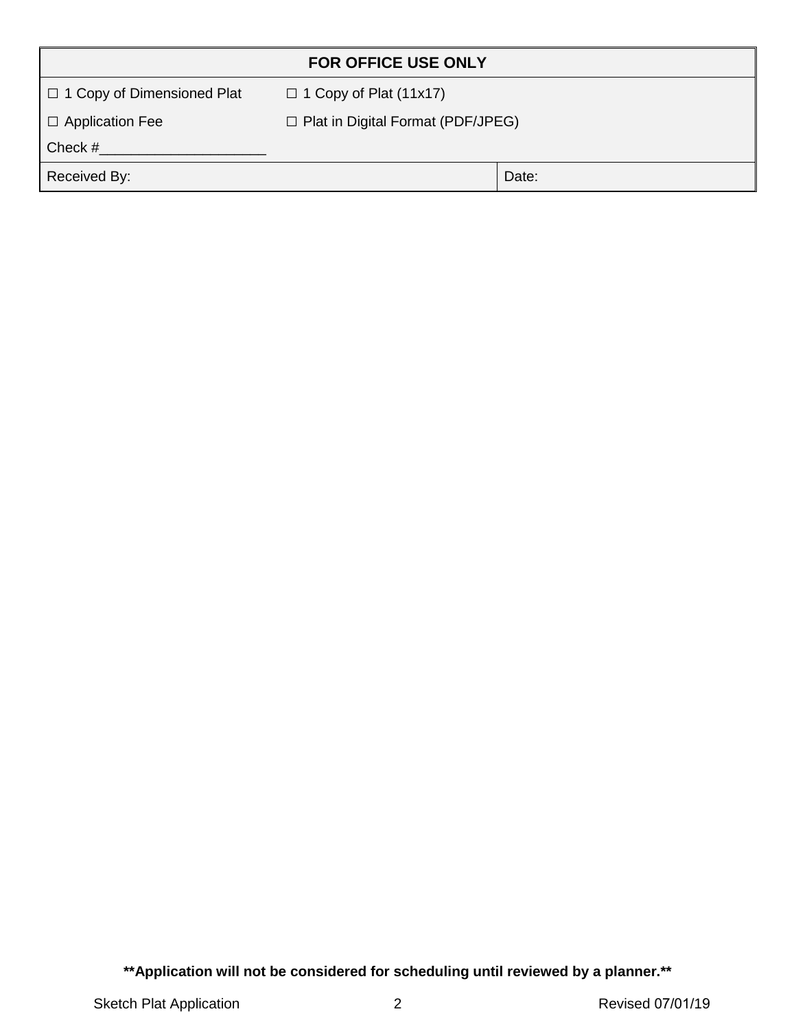| FOR OFFICE USE ONLY | |
|---|---|
| ☐ 1 Copy of Dimensioned Plat ☐ 1 Copy of Plat (11x17)<br>☐ Application Fee ☐ Plat in Digital Format (PDF/JPEG)<br>Check #____________________ | |
| Received By: | Date: |

**\*\*Application will not be considered for scheduling until reviewed by a planner.\*\***